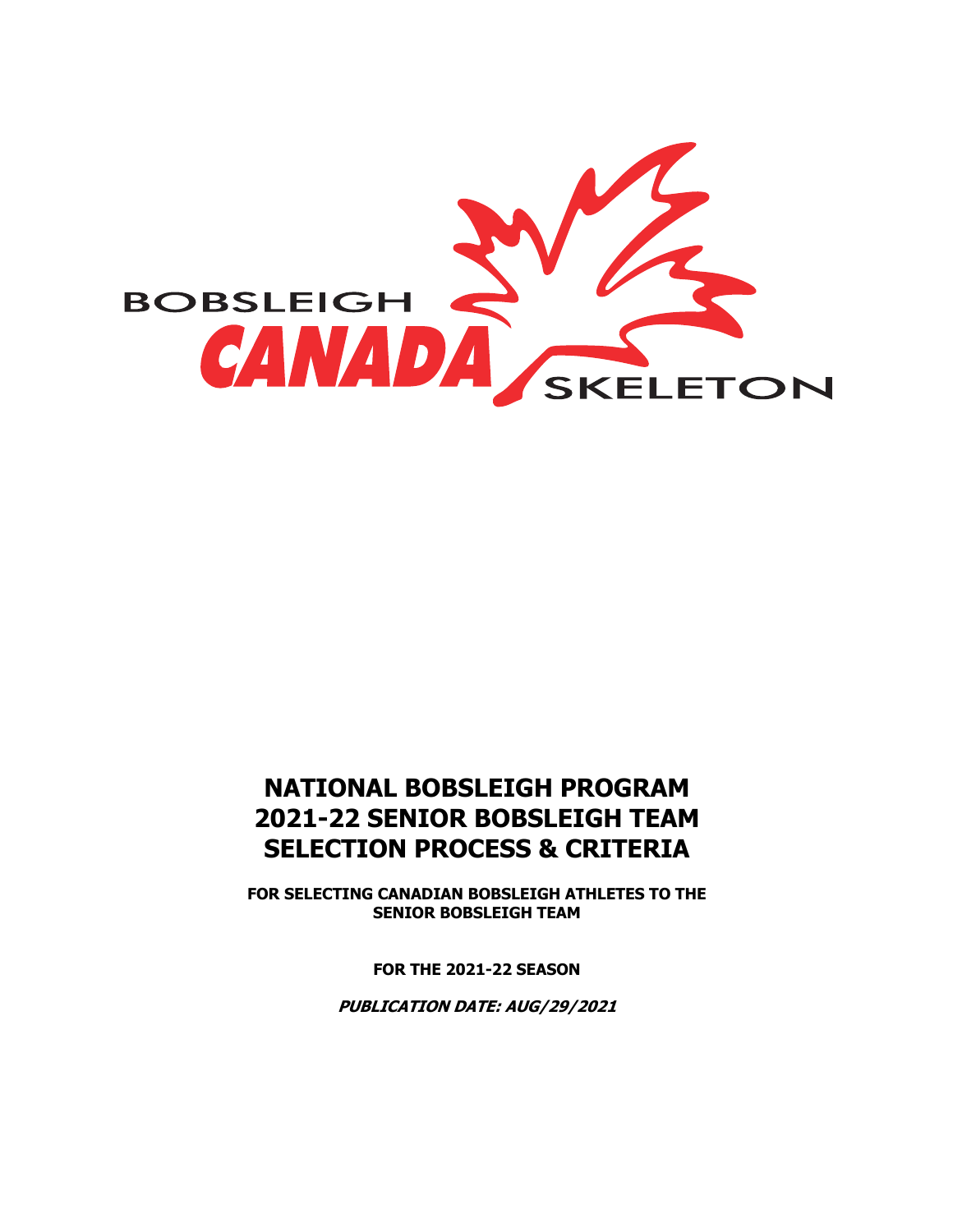BOBSLEIGH CANADA SKELETON

# NATIONAL BOBSLEIGH PROGRAM 2021-22 SENIOR BOBSLEIGH TEAM SELECTION PROCESS & CRITERIA

**FOR SELECTING CANADIAN BOBSLEIGH ATHLETES TO THE SENIOR BOBSLEIGH TEAM**

**FOR THE 2021-22 SEASON**

***PUBLICATION DATE: AUG/29/2021***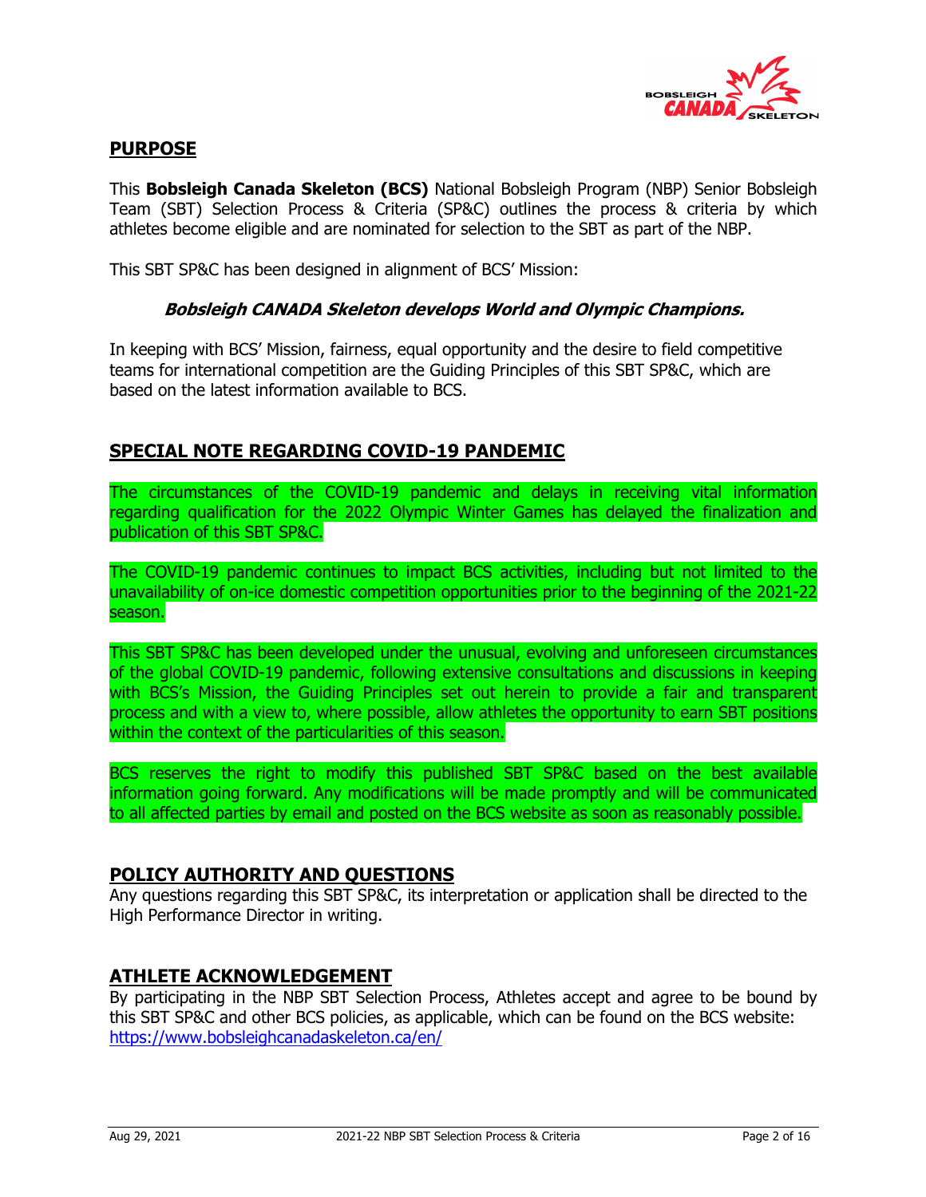## PURPOSE

This **Bobsleigh Canada Skeleton (BCS)** National Bobsleigh Program (NBP) Senior Bobsleigh Team (SBT) Selection Process & Criteria (SP&C) outlines the process & criteria by which athletes become eligible and are nominated for selection to the SBT as part of the NBP.

This SBT SP&C has been designed in alignment of BCS' Mission:

***Bobsleigh CANADA Skeleton develops World and Olympic Champions.***

In keeping with BCS' Mission, fairness, equal opportunity and the desire to field competitive teams for international competition are the Guiding Principles of this SBT SP&C, which are based on the latest information available to BCS.

## SPECIAL NOTE REGARDING COVID-19 PANDEMIC

The circumstances of the COVID-19 pandemic and delays in receiving vital information regarding qualification for the 2022 Olympic Winter Games has delayed the finalization and publication of this SBT SP&C.

The COVID-19 pandemic continues to impact BCS activities, including but not limited to the unavailability of on-ice domestic competition opportunities prior to the beginning of the 2021-22 season.

This SBT SP&C has been developed under the unusual, evolving and unforeseen circumstances of the global COVID-19 pandemic, following extensive consultations and discussions in keeping with BCS's Mission, the Guiding Principles set out herein to provide a fair and transparent process and with a view to, where possible, allow athletes the opportunity to earn SBT positions within the context of the particularities of this season.

BCS reserves the right to modify this published SBT SP&C based on the best available information going forward. Any modifications will be made promptly and will be communicated to all affected parties by email and posted on the BCS website as soon as reasonably possible.

## POLICY AUTHORITY AND QUESTIONS

Any questions regarding this SBT SP&C, its interpretation or application shall be directed to the High Performance Director in writing.

## ATHLETE ACKNOWLEDGEMENT

By participating in the NBP SBT Selection Process, Athletes accept and agree to be bound by this SBT SP&C and other BCS policies, as applicable, which can be found on the BCS website: https://www.bobsleighcanadaskeleton.ca/en/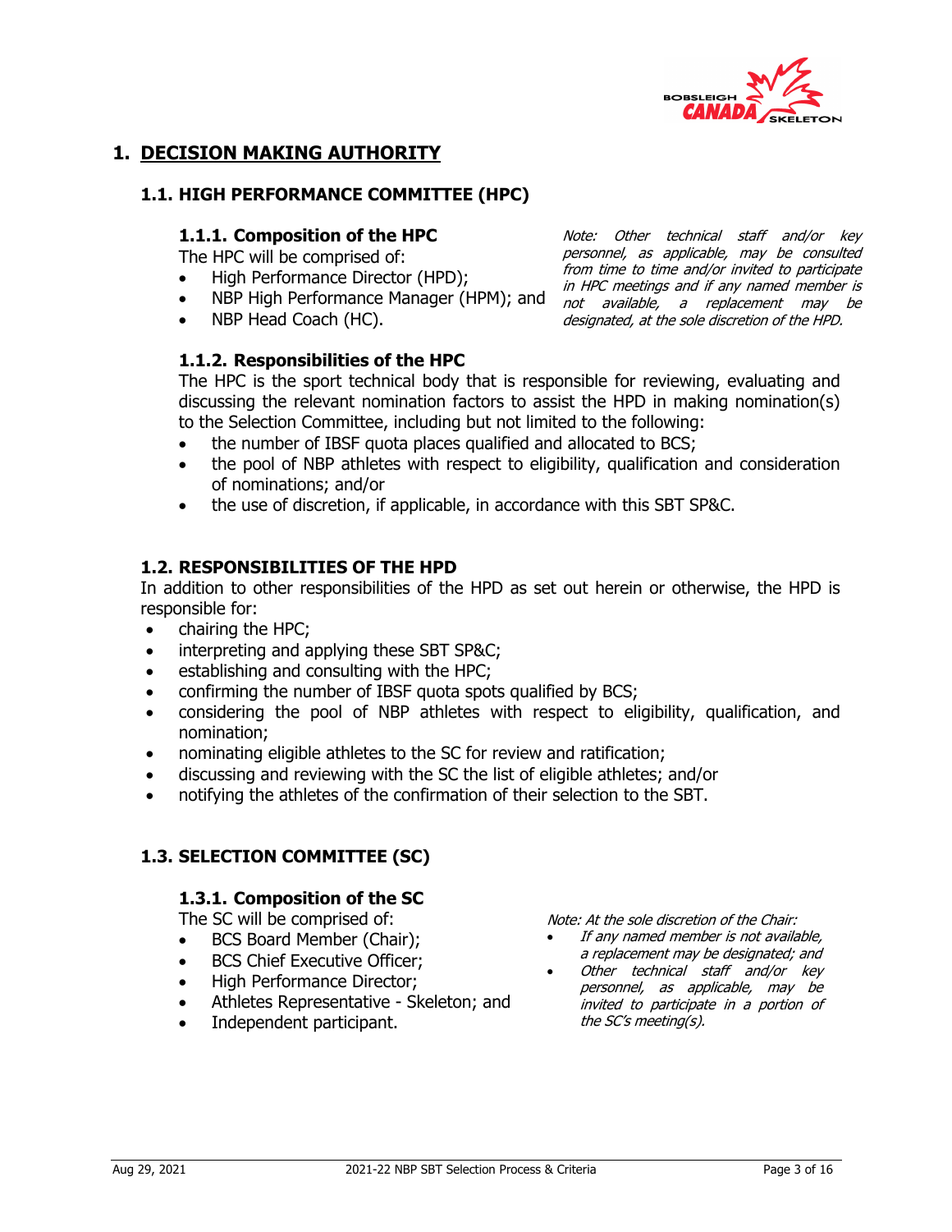# 1. DECISION MAKING AUTHORITY

## 1.1. HIGH PERFORMANCE COMMITTEE (HPC)

### 1.1.1. Composition of the HPC

The HPC will be comprised of:

- High Performance Director (HPD);
- NBP High Performance Manager (HPM); and
- NBP Head Coach (HC).

*Note: Other technical staff and/or key personnel, as applicable, may be consulted from time to time and/or invited to participate in HPC meetings and if any named member is not available, a replacement may be designated, at the sole discretion of the HPD.*

### 1.1.2. Responsibilities of the HPC

The HPC is the sport technical body that is responsible for reviewing, evaluating and discussing the relevant nomination factors to assist the HPD in making nomination(s) to the Selection Committee, including but not limited to the following:

- the number of IBSF quota places qualified and allocated to BCS;
- the pool of NBP athletes with respect to eligibility, qualification and consideration of nominations; and/or
- the use of discretion, if applicable, in accordance with this SBT SP&C.

## 1.2. RESPONSIBILITIES OF THE HPD

In addition to other responsibilities of the HPD as set out herein or otherwise, the HPD is responsible for:

- chairing the HPC;
- interpreting and applying these SBT SP&C;
- establishing and consulting with the HPC;
- confirming the number of IBSF quota spots qualified by BCS;
- considering the pool of NBP athletes with respect to eligibility, qualification, and nomination;
- nominating eligible athletes to the SC for review and ratification;
- discussing and reviewing with the SC the list of eligible athletes; and/or
- notifying the athletes of the confirmation of their selection to the SBT.

## 1.3. SELECTION COMMITTEE (SC)

### 1.3.1. Composition of the SC

The SC will be comprised of:

- BCS Board Member (Chair);
- BCS Chief Executive Officer;
- High Performance Director;
- Athletes Representative - Skeleton; and
- Independent participant.

*Note: At the sole discretion of the Chair:*

- *If any named member is not available, a replacement may be designated; and*
- *Other technical staff and/or key personnel, as applicable, may be invited to participate in a portion of the SC's meeting(s).*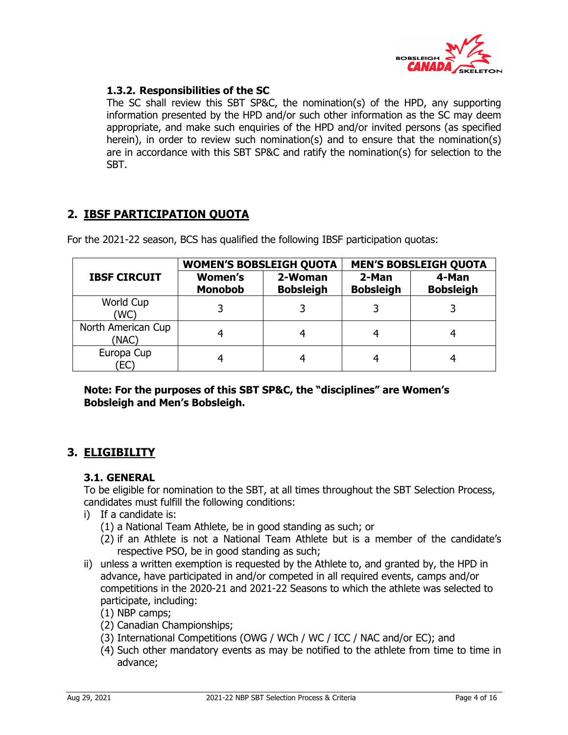#### 1.3.2. Responsibilities of the SC

The SC shall review this SBT SP&C, the nomination(s) of the HPD, any supporting information presented by the HPD and/or such other information as the SC may deem appropriate, and make such enquiries of the HPD and/or invited persons (as specified herein), in order to review such nomination(s) and to ensure that the nomination(s) are in accordance with this SBT SP&C and ratify the nomination(s) for selection to the SBT.

## 2. IBSF PARTICIPATION QUOTA

For the 2021-22 season, BCS has qualified the following IBSF participation quotas:

| IBSF CIRCUIT | WOMEN'S BOBSLEIGH QUOTA | | MEN'S BOBSLEIGH QUOTA | |
|---|---|---|---|---|
| | Women's Monobob | 2-Woman Bobsleigh | 2-Man Bobsleigh | 4-Man Bobsleigh |
| World Cup (WC) | 3 | 3 | 3 | 3 |
| North American Cup (NAC) | 4 | 4 | 4 | 4 |
| Europa Cup (EC) | 4 | 4 | 4 | 4 |

**Note: For the purposes of this SBT SP&C, the "disciplines" are Women's Bobsleigh and Men's Bobsleigh.**

## 3. ELIGIBILITY

### 3.1. GENERAL

To be eligible for nomination to the SBT, at all times throughout the SBT Selection Process, candidates must fulfill the following conditions:

i) If a candidate is:
   (1) a National Team Athlete, be in good standing as such; or
   (2) if an Athlete is not a National Team Athlete but is a member of the candidate's respective PSO, be in good standing as such;
ii) unless a written exemption is requested by the Athlete to, and granted by, the HPD in advance, have participated in and/or competed in all required events, camps and/or competitions in the 2020-21 and 2021-22 Seasons to which the athlete was selected to participate, including:
   (1) NBP camps;
   (2) Canadian Championships;
   (3) International Competitions (OWG / WCh / WC / ICC / NAC and/or EC); and
   (4) Such other mandatory events as may be notified to the athlete from time to time in advance;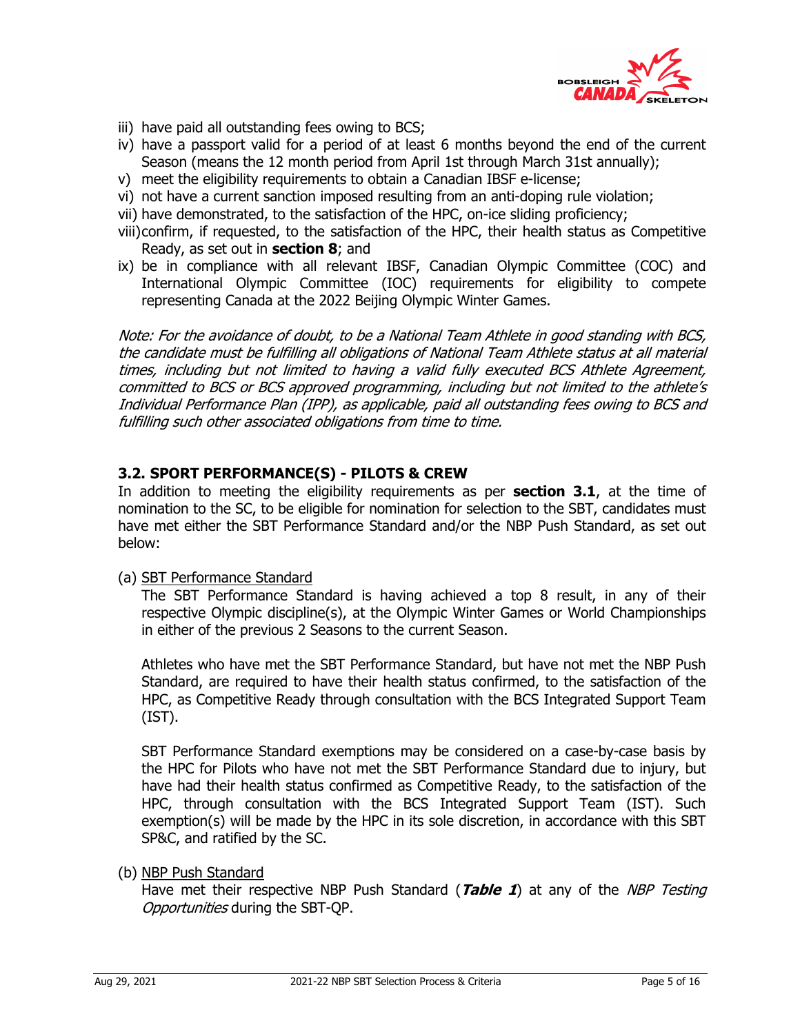iii) have paid all outstanding fees owing to BCS;
iv) have a passport valid for a period of at least 6 months beyond the end of the current Season (means the 12 month period from April 1st through March 31st annually);
v) meet the eligibility requirements to obtain a Canadian IBSF e-license;
vi) not have a current sanction imposed resulting from an anti-doping rule violation;
vii) have demonstrated, to the satisfaction of the HPC, on-ice sliding proficiency;
viii) confirm, if requested, to the satisfaction of the HPC, their health status as Competitive Ready, as set out in **section 8**; and
ix) be in compliance with all relevant IBSF, Canadian Olympic Committee (COC) and International Olympic Committee (IOC) requirements for eligibility to compete representing Canada at the 2022 Beijing Olympic Winter Games.

*Note: For the avoidance of doubt, to be a National Team Athlete in good standing with BCS, the candidate must be fulfilling all obligations of National Team Athlete status at all material times, including but not limited to having a valid fully executed BCS Athlete Agreement, committed to BCS or BCS approved programming, including but not limited to the athlete's Individual Performance Plan (IPP), as applicable, paid all outstanding fees owing to BCS and fulfilling such other associated obligations from time to time.*

### 3.2. SPORT PERFORMANCE(S) - PILOTS & CREW

In addition to meeting the eligibility requirements as per **section 3.1**, at the time of nomination to the SC, to be eligible for nomination for selection to the SBT, candidates must have met either the SBT Performance Standard and/or the NBP Push Standard, as set out below:

(a) <u>SBT Performance Standard</u>

The SBT Performance Standard is having achieved a top 8 result, in any of their respective Olympic discipline(s), at the Olympic Winter Games or World Championships in either of the previous 2 Seasons to the current Season.

Athletes who have met the SBT Performance Standard, but have not met the NBP Push Standard, are required to have their health status confirmed, to the satisfaction of the HPC, as Competitive Ready through consultation with the BCS Integrated Support Team (IST).

SBT Performance Standard exemptions may be considered on a case-by-case basis by the HPC for Pilots who have not met the SBT Performance Standard due to injury, but have had their health status confirmed as Competitive Ready, to the satisfaction of the HPC, through consultation with the BCS Integrated Support Team (IST). Such exemption(s) will be made by the HPC in its sole discretion, in accordance with this SBT SP&C, and ratified by the SC.

(b) <u>NBP Push Standard</u>

Have met their respective NBP Push Standard (***Table 1***) at any of the *NBP Testing Opportunities* during the SBT-QP.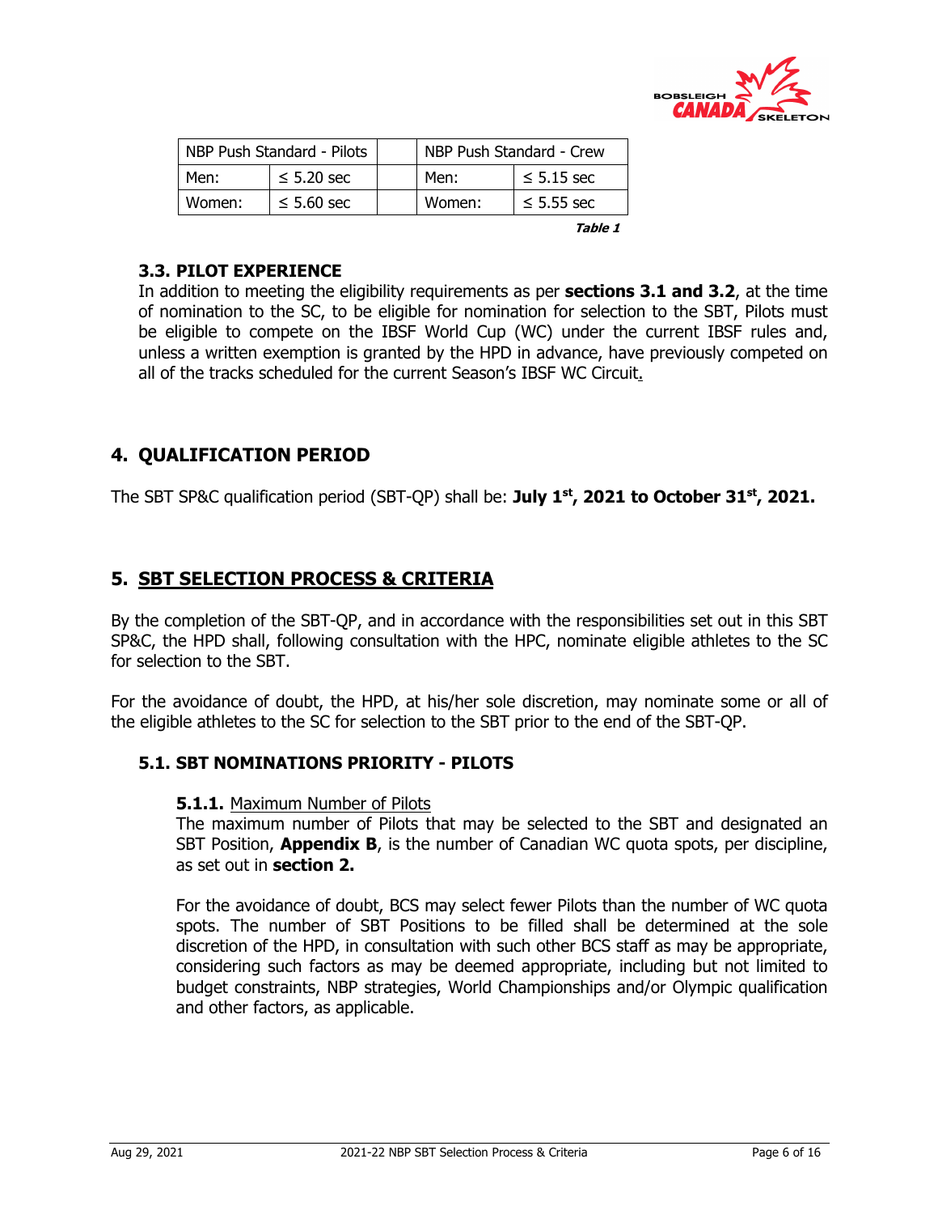| NBP Push Standard - Pilots | | | NBP Push Standard - Crew | |
|---|---|---|---|---|
| Men: | ≤ 5.20 sec | | Men: | ≤ 5.15 sec |
| Women: | ≤ 5.60 sec | | Women: | ≤ 5.55 sec |

***Table 1***

### 3.3. PILOT EXPERIENCE

In addition to meeting the eligibility requirements as per **sections 3.1 and 3.2**, at the time of nomination to the SC, to be eligible for nomination for selection to the SBT, Pilots must be eligible to compete on the IBSF World Cup (WC) under the current IBSF rules and, unless a written exemption is granted by the HPD in advance, have previously competed on all of the tracks scheduled for the current Season's IBSF WC Circuit.

## 4. QUALIFICATION PERIOD

The SBT SP&C qualification period (SBT-QP) shall be: **July 1st, 2021 to October 31st, 2021.**

## 5. SBT SELECTION PROCESS & CRITERIA

By the completion of the SBT-QP, and in accordance with the responsibilities set out in this SBT SP&C, the HPD shall, following consultation with the HPC, nominate eligible athletes to the SC for selection to the SBT.

For the avoidance of doubt, the HPD, at his/her sole discretion, may nominate some or all of the eligible athletes to the SC for selection to the SBT prior to the end of the SBT-QP.

### 5.1. SBT NOMINATIONS PRIORITY - PILOTS

**5.1.1.** Maximum Number of Pilots

The maximum number of Pilots that may be selected to the SBT and designated an SBT Position, **Appendix B**, is the number of Canadian WC quota spots, per discipline, as set out in **section 2.**

For the avoidance of doubt, BCS may select fewer Pilots than the number of WC quota spots. The number of SBT Positions to be filled shall be determined at the sole discretion of the HPD, in consultation with such other BCS staff as may be appropriate, considering such factors as may be deemed appropriate, including but not limited to budget constraints, NBP strategies, World Championships and/or Olympic qualification and other factors, as applicable.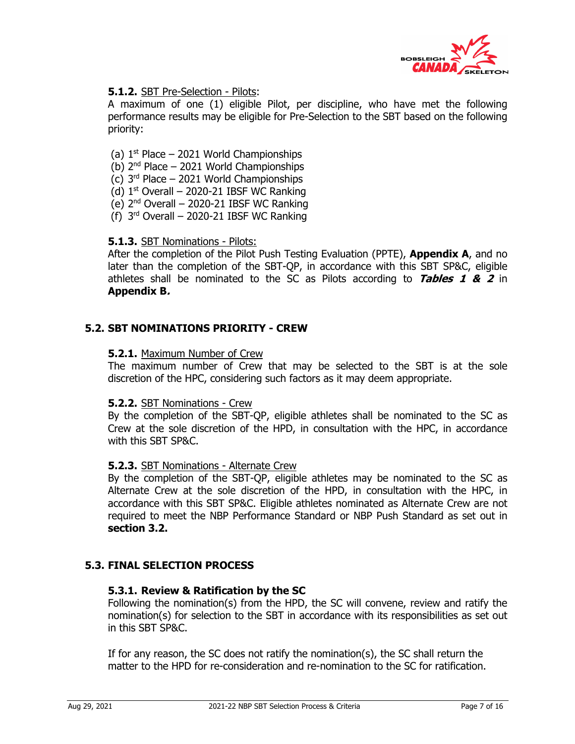**5.1.2.** SBT Pre-Selection - Pilots:

A maximum of one (1) eligible Pilot, per discipline, who have met the following performance results may be eligible for Pre-Selection to the SBT based on the following priority:

(a) 1st Place – 2021 World Championships
(b) 2nd Place – 2021 World Championships
(c) 3rd Place – 2021 World Championships
(d) 1st Overall – 2020-21 IBSF WC Ranking
(e) 2nd Overall – 2020-21 IBSF WC Ranking
(f) 3rd Overall – 2020-21 IBSF WC Ranking

**5.1.3.** SBT Nominations - Pilots:

After the completion of the Pilot Push Testing Evaluation (PPTE), **Appendix A**, and no later than the completion of the SBT-QP, in accordance with this SBT SP&C, eligible athletes shall be nominated to the SC as Pilots according to ***Tables 1 & 2*** in **Appendix B*.***

## 5.2. SBT NOMINATIONS PRIORITY - CREW

**5.2.1.** Maximum Number of Crew

The maximum number of Crew that may be selected to the SBT is at the sole discretion of the HPC, considering such factors as it may deem appropriate.

**5.2.2.** SBT Nominations - Crew

By the completion of the SBT-QP, eligible athletes shall be nominated to the SC as Crew at the sole discretion of the HPD, in consultation with the HPC, in accordance with this SBT SP&C.

**5.2.3.** SBT Nominations - Alternate Crew

By the completion of the SBT-QP, eligible athletes may be nominated to the SC as Alternate Crew at the sole discretion of the HPD, in consultation with the HPC, in accordance with this SBT SP&C. Eligible athletes nominated as Alternate Crew are not required to meet the NBP Performance Standard or NBP Push Standard as set out in **section 3.2.**

## 5.3. FINAL SELECTION PROCESS

**5.3.1. Review & Ratification by the SC**

Following the nomination(s) from the HPD, the SC will convene, review and ratify the nomination(s) for selection to the SBT in accordance with its responsibilities as set out in this SBT SP&C.

If for any reason, the SC does not ratify the nomination(s), the SC shall return the matter to the HPD for re-consideration and re-nomination to the SC for ratification.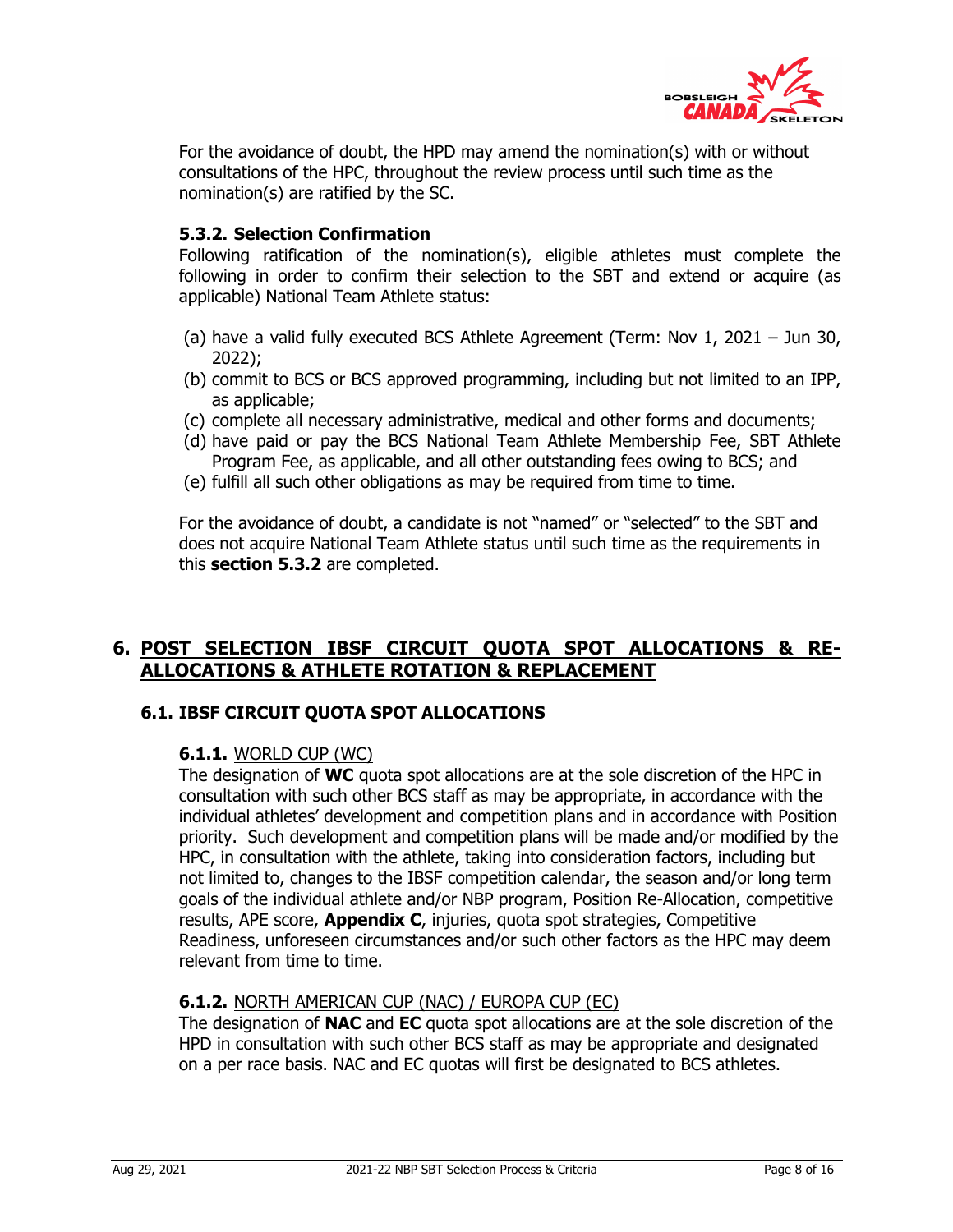For the avoidance of doubt, the HPD may amend the nomination(s) with or without consultations of the HPC, throughout the review process until such time as the nomination(s) are ratified by the SC.

#### 5.3.2. Selection Confirmation

Following ratification of the nomination(s), eligible athletes must complete the following in order to confirm their selection to the SBT and extend or acquire (as applicable) National Team Athlete status:

(a) have a valid fully executed BCS Athlete Agreement (Term: Nov 1, 2021 – Jun 30, 2022);
(b) commit to BCS or BCS approved programming, including but not limited to an IPP, as applicable;
(c) complete all necessary administrative, medical and other forms and documents;
(d) have paid or pay the BCS National Team Athlete Membership Fee, SBT Athlete Program Fee, as applicable, and all other outstanding fees owing to BCS; and
(e) fulfill all such other obligations as may be required from time to time.

For the avoidance of doubt, a candidate is not "named" or "selected" to the SBT and does not acquire National Team Athlete status until such time as the requirements in this **section 5.3.2** are completed.

## 6. POST SELECTION IBSF CIRCUIT QUOTA SPOT ALLOCATIONS & RE-ALLOCATIONS & ATHLETE ROTATION & REPLACEMENT

### 6.1. IBSF CIRCUIT QUOTA SPOT ALLOCATIONS

#### 6.1.1. WORLD CUP (WC)

The designation of **WC** quota spot allocations are at the sole discretion of the HPC in consultation with such other BCS staff as may be appropriate, in accordance with the individual athletes' development and competition plans and in accordance with Position priority. Such development and competition plans will be made and/or modified by the HPC, in consultation with the athlete, taking into consideration factors, including but not limited to, changes to the IBSF competition calendar, the season and/or long term goals of the individual athlete and/or NBP program, Position Re-Allocation, competitive results, APE score, **Appendix C**, injuries, quota spot strategies, Competitive Readiness, unforeseen circumstances and/or such other factors as the HPC may deem relevant from time to time.

#### 6.1.2. NORTH AMERICAN CUP (NAC) / EUROPA CUP (EC)

The designation of **NAC** and **EC** quota spot allocations are at the sole discretion of the HPD in consultation with such other BCS staff as may be appropriate and designated on a per race basis. NAC and EC quotas will first be designated to BCS athletes.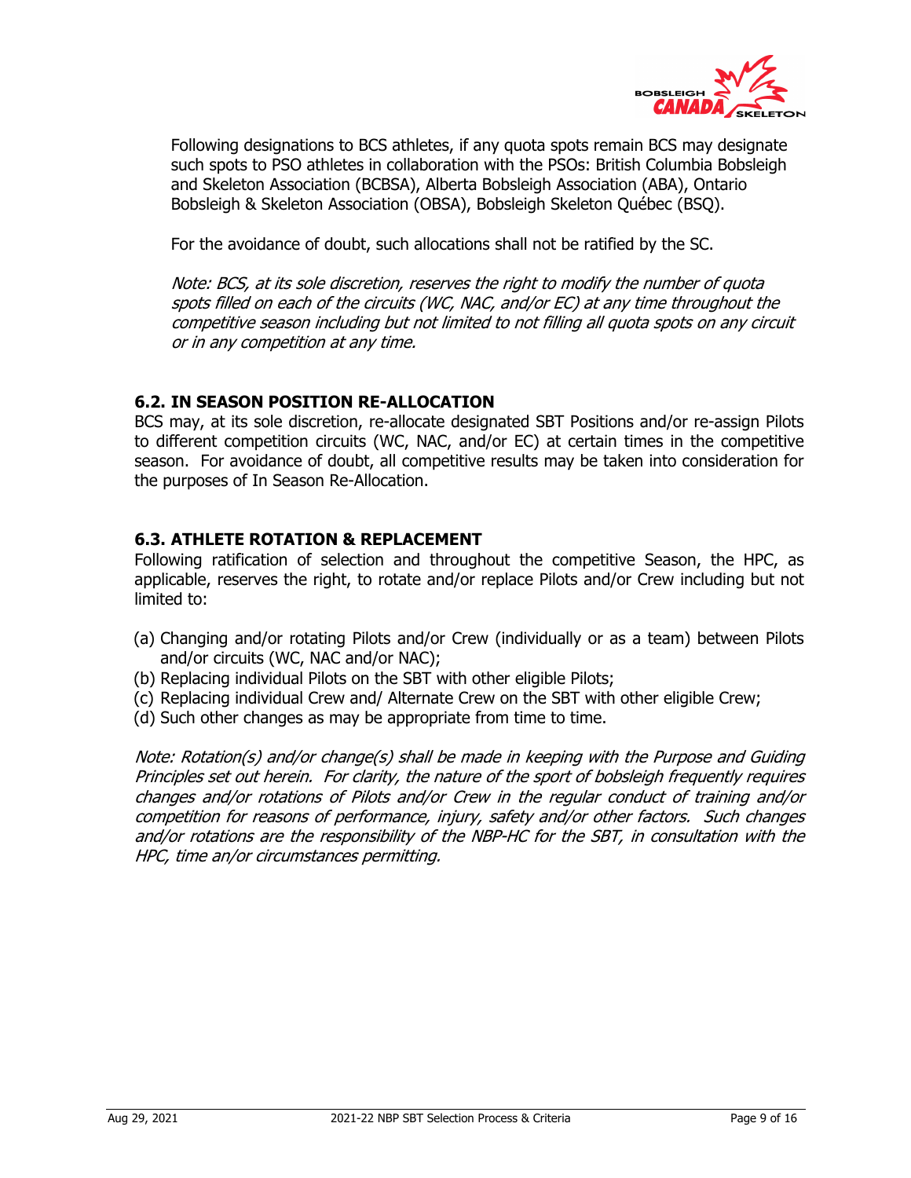Following designations to BCS athletes, if any quota spots remain BCS may designate such spots to PSO athletes in collaboration with the PSOs: British Columbia Bobsleigh and Skeleton Association (BCBSA), Alberta Bobsleigh Association (ABA), Ontario Bobsleigh & Skeleton Association (OBSA), Bobsleigh Skeleton Québec (BSQ).

For the avoidance of doubt, such allocations shall not be ratified by the SC.

*Note: BCS, at its sole discretion, reserves the right to modify the number of quota spots filled on each of the circuits (WC, NAC, and/or EC) at any time throughout the competitive season including but not limited to not filling all quota spots on any circuit or in any competition at any time.*

### 6.2. IN SEASON POSITION RE-ALLOCATION

BCS may, at its sole discretion, re-allocate designated SBT Positions and/or re-assign Pilots to different competition circuits (WC, NAC, and/or EC) at certain times in the competitive season. For avoidance of doubt, all competitive results may be taken into consideration for the purposes of In Season Re-Allocation.

### 6.3. ATHLETE ROTATION & REPLACEMENT

Following ratification of selection and throughout the competitive Season, the HPC, as applicable, reserves the right, to rotate and/or replace Pilots and/or Crew including but not limited to:

(a) Changing and/or rotating Pilots and/or Crew (individually or as a team) between Pilots and/or circuits (WC, NAC and/or NAC);
(b) Replacing individual Pilots on the SBT with other eligible Pilots;
(c) Replacing individual Crew and/ Alternate Crew on the SBT with other eligible Crew;
(d) Such other changes as may be appropriate from time to time.

*Note: Rotation(s) and/or change(s) shall be made in keeping with the Purpose and Guiding Principles set out herein. For clarity, the nature of the sport of bobsleigh frequently requires changes and/or rotations of Pilots and/or Crew in the regular conduct of training and/or competition for reasons of performance, injury, safety and/or other factors. Such changes and/or rotations are the responsibility of the NBP-HC for the SBT, in consultation with the HPC, time an/or circumstances permitting.*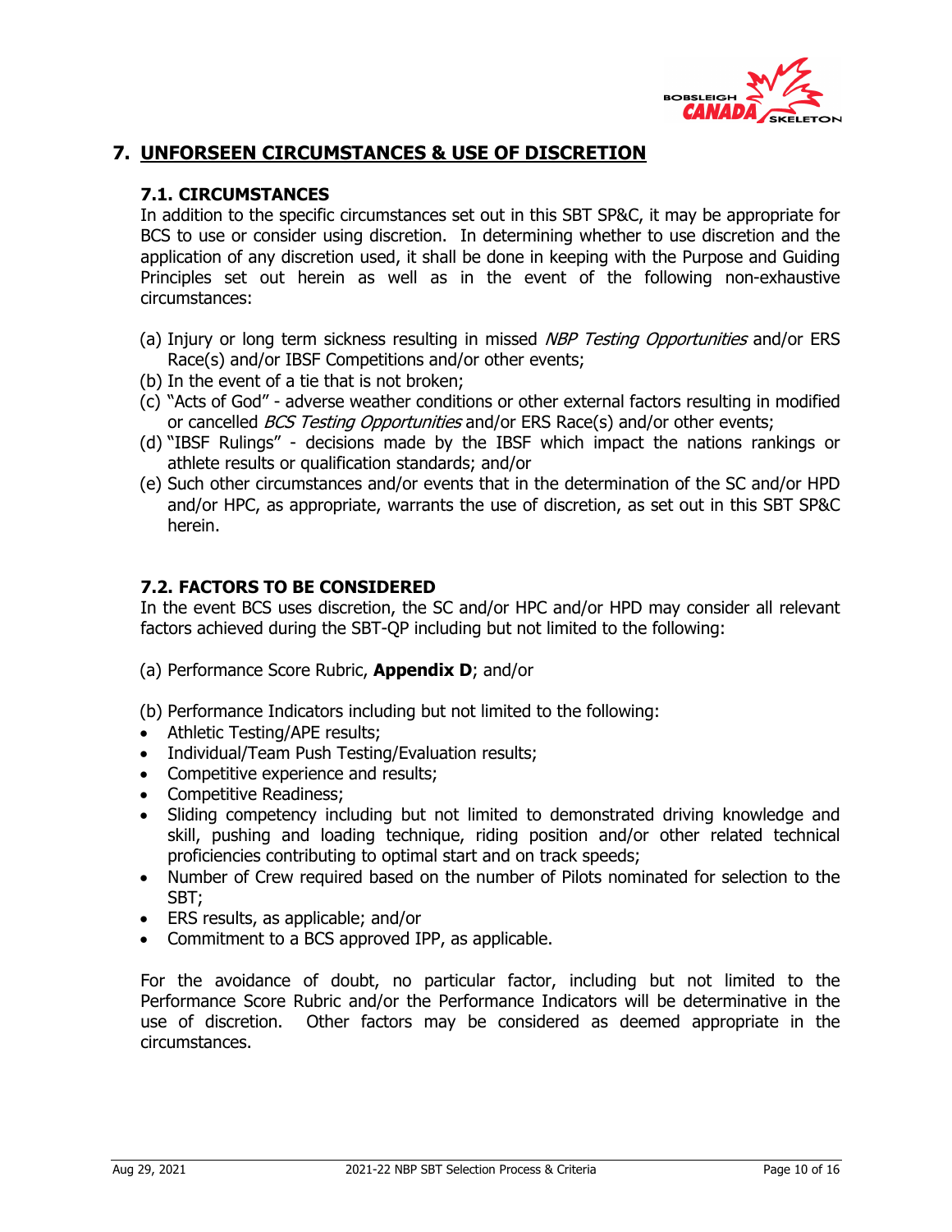## 7. UNFORSEEN CIRCUMSTANCES & USE OF DISCRETION

### 7.1. CIRCUMSTANCES

In addition to the specific circumstances set out in this SBT SP&C, it may be appropriate for BCS to use or consider using discretion. In determining whether to use discretion and the application of any discretion used, it shall be done in keeping with the Purpose and Guiding Principles set out herein as well as in the event of the following non-exhaustive circumstances:

(a) Injury or long term sickness resulting in missed *NBP Testing Opportunities* and/or ERS Race(s) and/or IBSF Competitions and/or other events;
(b) In the event of a tie that is not broken;
(c) "Acts of God" - adverse weather conditions or other external factors resulting in modified or cancelled *BCS Testing Opportunities* and/or ERS Race(s) and/or other events;
(d) "IBSF Rulings" - decisions made by the IBSF which impact the nations rankings or athlete results or qualification standards; and/or
(e) Such other circumstances and/or events that in the determination of the SC and/or HPD and/or HPC, as appropriate, warrants the use of discretion, as set out in this SBT SP&C herein.

### 7.2. FACTORS TO BE CONSIDERED

In the event BCS uses discretion, the SC and/or HPC and/or HPD may consider all relevant factors achieved during the SBT-QP including but not limited to the following:

(a) Performance Score Rubric, **Appendix D**; and/or

(b) Performance Indicators including but not limited to the following:

- Athletic Testing/APE results;
- Individual/Team Push Testing/Evaluation results;
- Competitive experience and results;
- Competitive Readiness;
- Sliding competency including but not limited to demonstrated driving knowledge and skill, pushing and loading technique, riding position and/or other related technical proficiencies contributing to optimal start and on track speeds;
- Number of Crew required based on the number of Pilots nominated for selection to the SBT;
- ERS results, as applicable; and/or
- Commitment to a BCS approved IPP, as applicable.

For the avoidance of doubt, no particular factor, including but not limited to the Performance Score Rubric and/or the Performance Indicators will be determinative in the use of discretion. Other factors may be considered as deemed appropriate in the circumstances.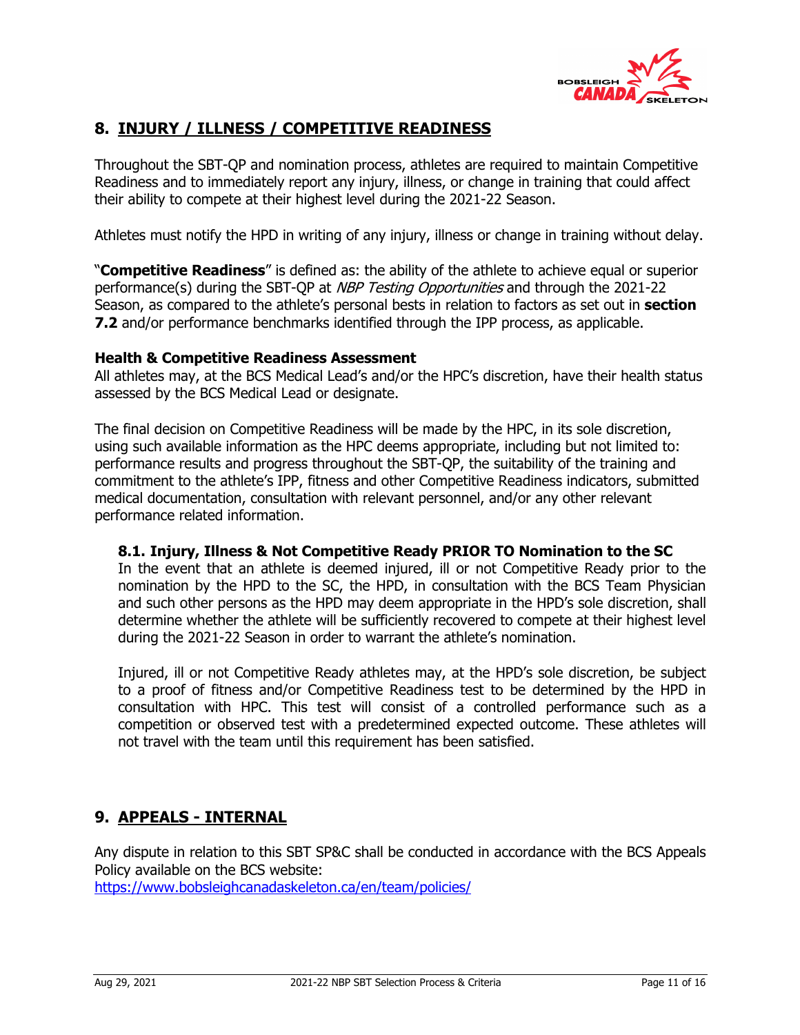## 8. INJURY / ILLNESS / COMPETITIVE READINESS

Throughout the SBT-QP and nomination process, athletes are required to maintain Competitive Readiness and to immediately report any injury, illness, or change in training that could affect their ability to compete at their highest level during the 2021-22 Season.

Athletes must notify the HPD in writing of any injury, illness or change in training without delay.

"**Competitive Readiness**" is defined as: the ability of the athlete to achieve equal or superior performance(s) during the SBT-QP at *NBP Testing Opportunities* and through the 2021-22 Season, as compared to the athlete's personal bests in relation to factors as set out in **section 7.2** and/or performance benchmarks identified through the IPP process, as applicable.

**Health & Competitive Readiness Assessment**

All athletes may, at the BCS Medical Lead's and/or the HPC's discretion, have their health status assessed by the BCS Medical Lead or designate.

The final decision on Competitive Readiness will be made by the HPC, in its sole discretion, using such available information as the HPC deems appropriate, including but not limited to: performance results and progress throughout the SBT-QP, the suitability of the training and commitment to the athlete's IPP, fitness and other Competitive Readiness indicators, submitted medical documentation, consultation with relevant personnel, and/or any other relevant performance related information.

### 8.1. Injury, Illness & Not Competitive Ready PRIOR TO Nomination to the SC

In the event that an athlete is deemed injured, ill or not Competitive Ready prior to the nomination by the HPD to the SC, the HPD, in consultation with the BCS Team Physician and such other persons as the HPD may deem appropriate in the HPD's sole discretion, shall determine whether the athlete will be sufficiently recovered to compete at their highest level during the 2021-22 Season in order to warrant the athlete's nomination.

Injured, ill or not Competitive Ready athletes may, at the HPD's sole discretion, be subject to a proof of fitness and/or Competitive Readiness test to be determined by the HPD in consultation with HPC. This test will consist of a controlled performance such as a competition or observed test with a predetermined expected outcome. These athletes will not travel with the team until this requirement has been satisfied.

## 9. APPEALS - INTERNAL

Any dispute in relation to this SBT SP&C shall be conducted in accordance with the BCS Appeals Policy available on the BCS website:
https://www.bobsleighcanadaskeleton.ca/en/team/policies/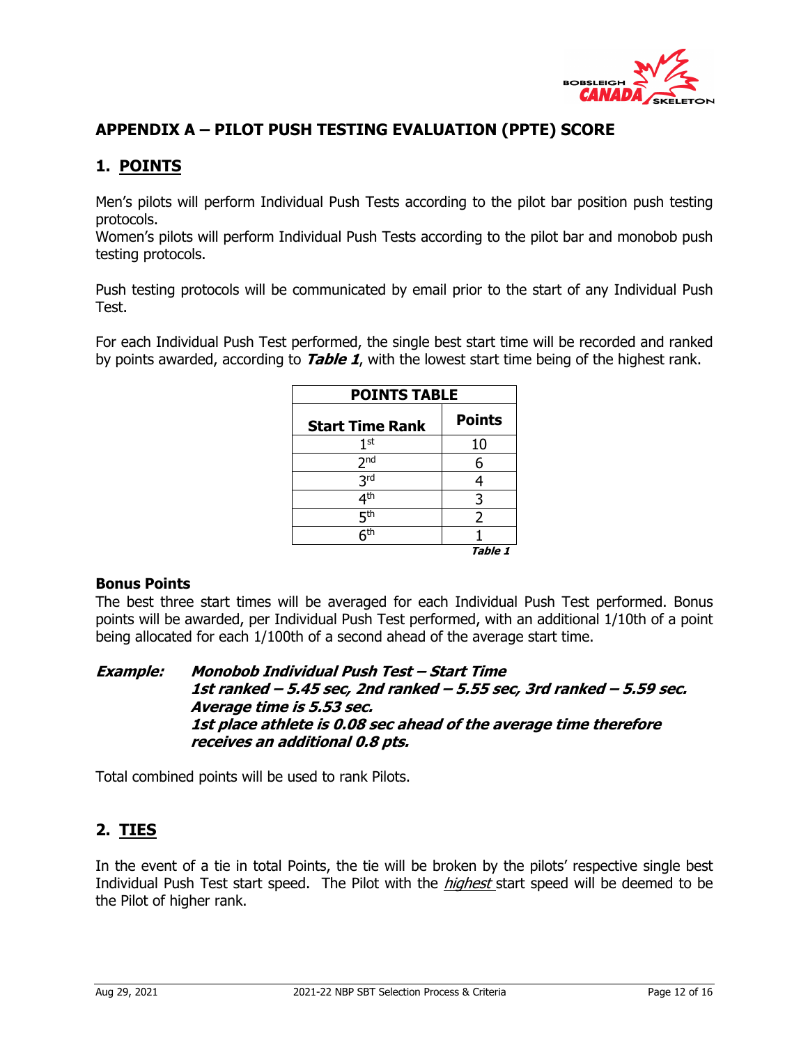## APPENDIX A – PILOT PUSH TESTING EVALUATION (PPTE) SCORE

### 1. POINTS

Men's pilots will perform Individual Push Tests according to the pilot bar position push testing protocols.
Women's pilots will perform Individual Push Tests according to the pilot bar and monobob push testing protocols.

Push testing protocols will be communicated by email prior to the start of any Individual Push Test.

For each Individual Push Test performed, the single best start time will be recorded and ranked by points awarded, according to ***Table 1***, with the lowest start time being of the highest rank.

| POINTS TABLE | |
|---|---|
| **Start Time Rank** | **Points** |
| 1st | 10 |
| 2nd | 6 |
| 3rd | 4 |
| 4th | 3 |
| 5th | 2 |
| 6th | 1 |

***Table 1***

**Bonus Points**
The best three start times will be averaged for each Individual Push Test performed. Bonus points will be awarded, per Individual Push Test performed, with an additional 1/10th of a point being allocated for each 1/100th of a second ahead of the average start time.

***Example:*** ***Monobob Individual Push Test – Start Time***
***1st ranked – 5.45 sec, 2nd ranked – 5.55 sec, 3rd ranked – 5.59 sec.***
***Average time is 5.53 sec.***
***1st place athlete is 0.08 sec ahead of the average time therefore receives an additional 0.8 pts.***

Total combined points will be used to rank Pilots.

### 2. TIES

In the event of a tie in total Points, the tie will be broken by the pilots' respective single best Individual Push Test start speed. The Pilot with the *highest* start speed will be deemed to be the Pilot of higher rank.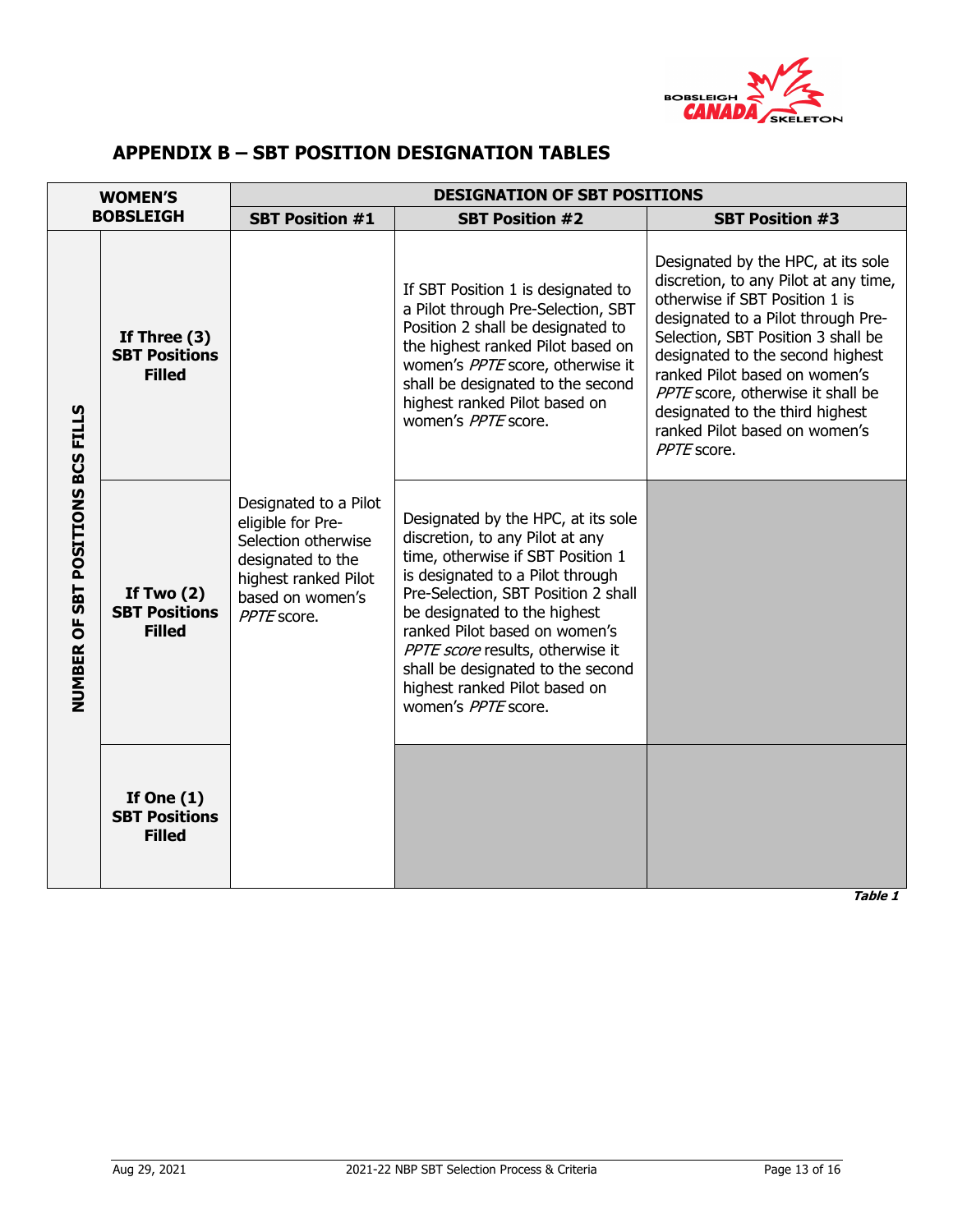## APPENDIX B – SBT POSITION DESIGNATION TABLES

| WOMEN'S BOBSLEIGH | | DESIGNATION OF SBT POSITIONS | | |
|---|---|---|---|---|
| | | **SBT Position #1** | **SBT Position #2** | **SBT Position #3** |
| **NUMBER OF SBT POSITIONS BCS FILLS** | **If Three (3) SBT Positions Filled** | Designated to a Pilot eligible for Pre-Selection otherwise designated to the highest ranked Pilot based on women's *PPTE* score. | If SBT Position 1 is designated to a Pilot through Pre-Selection, SBT Position 2 shall be designated to the highest ranked Pilot based on women's *PPTE* score, otherwise it shall be designated to the second highest ranked Pilot based on women's *PPTE* score. | Designated by the HPC, at its sole discretion, to any Pilot at any time, otherwise if SBT Position 1 is designated to a Pilot through Pre-Selection, SBT Position 3 shall be designated to the second highest ranked Pilot based on women's *PPTE* score, otherwise it shall be designated to the third highest ranked Pilot based on women's *PPTE* score. |
| | **If Two (2) SBT Positions Filled** | | Designated by the HPC, at its sole discretion, to any Pilot at any time, otherwise if SBT Position 1 is designated to a Pilot through Pre-Selection, SBT Position 2 shall be designated to the highest ranked Pilot based on women's *PPTE score* results, otherwise it shall be designated to the second highest ranked Pilot based on women's *PPTE* score. | |
| | **If One (1) SBT Positions Filled** | | | |

***Table 1***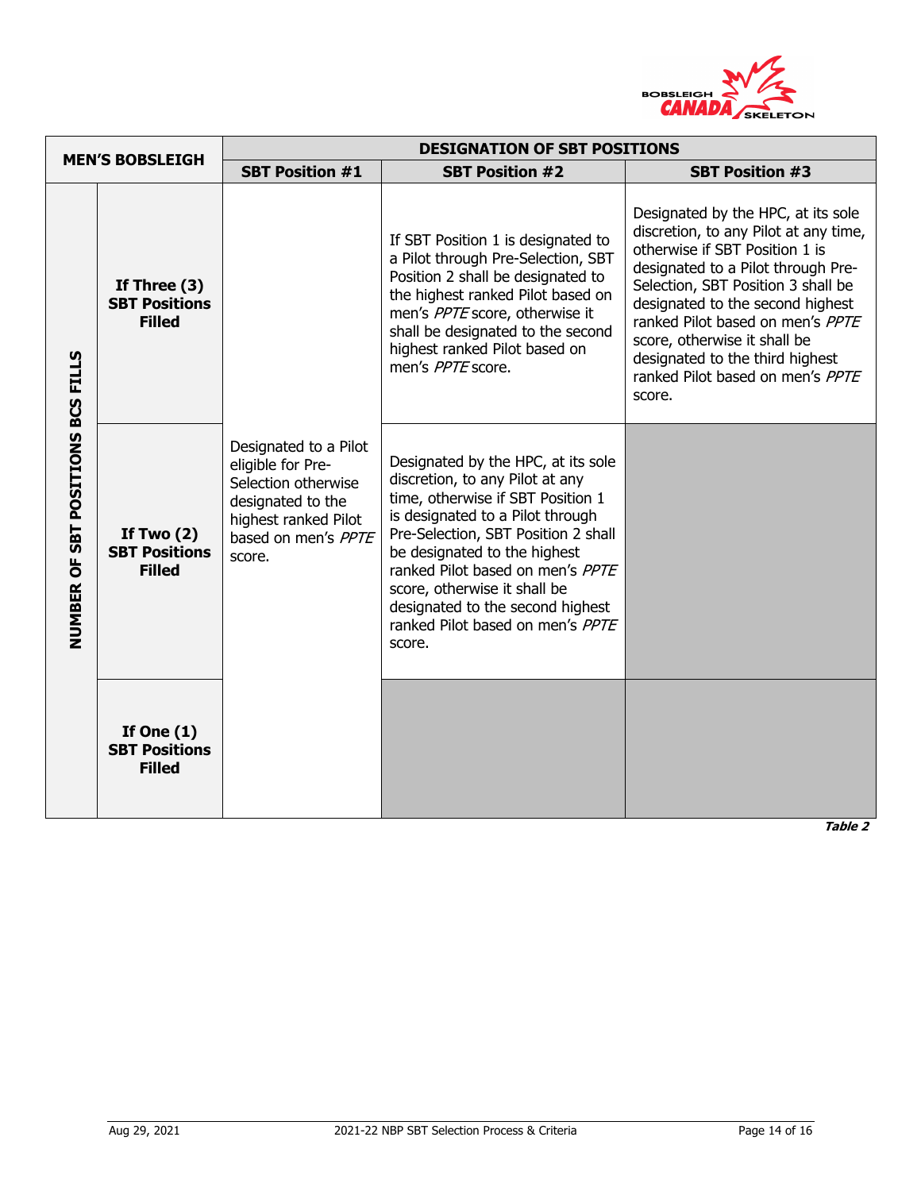| MEN'S BOBSLEIGH | | DESIGNATION OF SBT POSITIONS | | |
|---|---|---|---|---|
| | | **SBT Position #1** | **SBT Position #2** | **SBT Position #3** |
| **NUMBER OF SBT POSITIONS BCS FILLS** | **If Three (3) SBT Positions Filled** | Designated to a Pilot eligible for Pre-Selection otherwise designated to the highest ranked Pilot based on men's *PPTE* score. | If SBT Position 1 is designated to a Pilot through Pre-Selection, SBT Position 2 shall be designated to the highest ranked Pilot based on men's *PPTE* score, otherwise it shall be designated to the second highest ranked Pilot based on men's *PPTE* score. | Designated by the HPC, at its sole discretion, to any Pilot at any time, otherwise if SBT Position 1 is designated to a Pilot through Pre-Selection, SBT Position 3 shall be designated to the second highest ranked Pilot based on men's *PPTE* score, otherwise it shall be designated to the third highest ranked Pilot based on men's *PPTE* score. |
| | **If Two (2) SBT Positions Filled** | | Designated by the HPC, at its sole discretion, to any Pilot at any time, otherwise if SBT Position 1 is designated to a Pilot through Pre-Selection, SBT Position 2 shall be designated to the highest ranked Pilot based on men's *PPTE* score, otherwise it shall be designated to the second highest ranked Pilot based on men's *PPTE* score. | |
| | **If One (1) SBT Positions Filled** | | | |

***Table 2***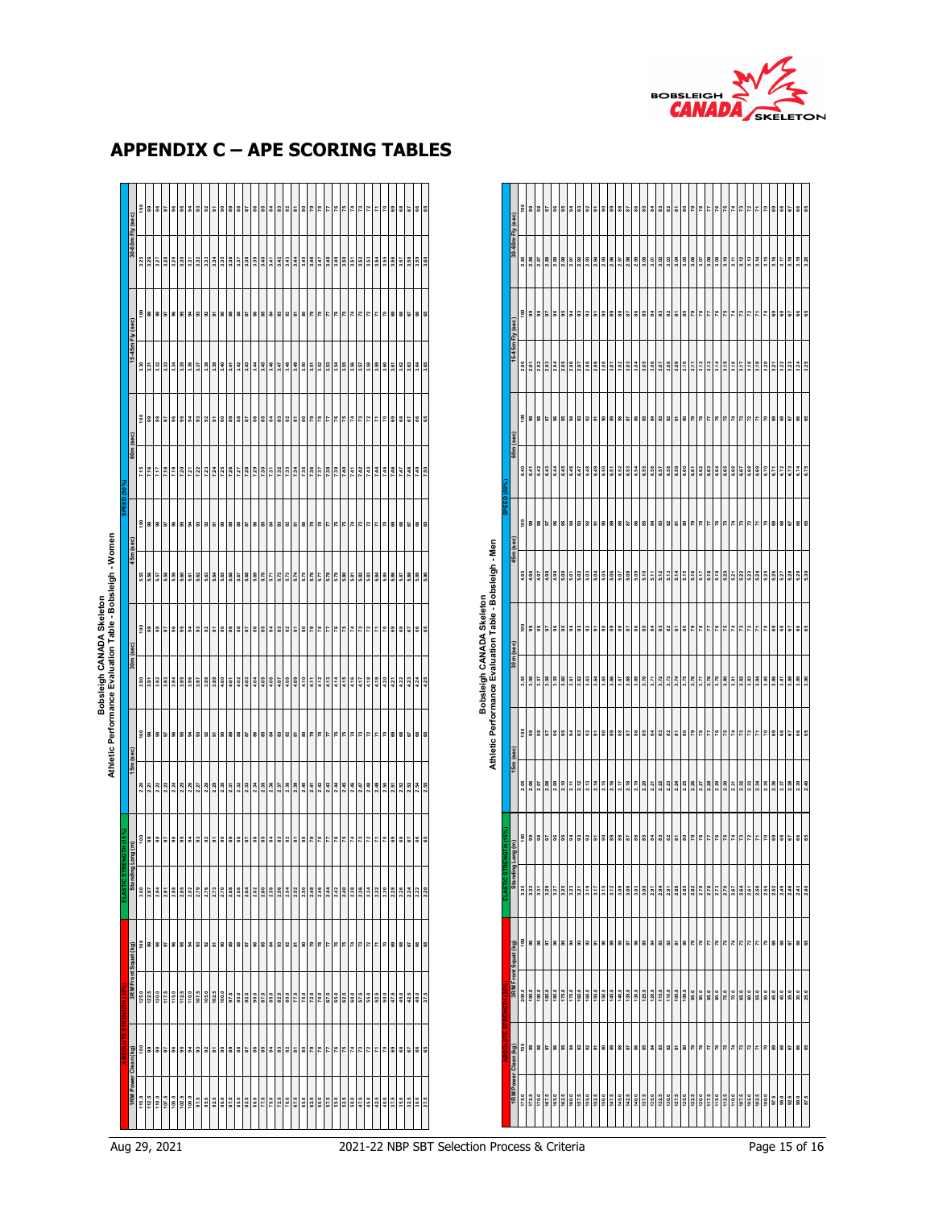# APPENDIX C – APE SCORING TABLES

**Bobsleigh CANADA Skeleton**
**Athletic Performance Evaluation Table - Bobsleigh - Women**

| ABSOLUTE STRENGTH (20%) | | | | ELASTIC STRENGTH (15%) | | SPEED (50%) | | | | | | | | | | | |
|---|---|---|---|---|---|---|---|---|---|---|---|---|---|---|---|---|---|
| 1RM Power Clean (kg) | | 3RM Front Squat (kg) | | Standing Long (m) | | 15m (sec) | | 30m (sec) | | 45m (sec) | | 60m (sec) | | 15-45m Fly (sec) | | 30-60m Fly (sec) | |
| 115.0 | 100 | 125.0 | 100 | 3.00 | 100 | 2.20 | 100 | 3.90 | 100 | 5.55 | 100 | 7.15 | 100 | 3.30 | 100 | 3.25 | 100 |
| 112.5 | 99 | 122.5 | 99 | 2.97 | 99 | 2.21 | 99 | 3.91 | 99 | 5.56 | 99 | 7.16 | 99 | 3.31 | 99 | 3.26 | 99 |
| 110.0 | 98 | 120.0 | 98 | 2.94 | 98 | 2.22 | 98 | 3.92 | 98 | 5.57 | 98 | 7.17 | 98 | 3.32 | 98 | 3.27 | 98 |
| 107.5 | 97 | 117.5 | 97 | 2.91 | 97 | 2.23 | 97 | 3.93 | 97 | 5.58 | 97 | 7.18 | 97 | 3.33 | 97 | 3.28 | 97 |
| 105.0 | 96 | 115.0 | 96 | 2.88 | 96 | 2.24 | 96 | 3.94 | 96 | 5.59 | 96 | 7.19 | 96 | 3.34 | 96 | 3.29 | 96 |
| 102.5 | 95 | 112.5 | 95 | 2.85 | 95 | 2.25 | 95 | 3.95 | 95 | 5.60 | 95 | 7.20 | 95 | 3.35 | 95 | 3.30 | 95 |
| 100.0 | 94 | 110.0 | 94 | 2.82 | 94 | 2.26 | 94 | 3.96 | 94 | 5.61 | 94 | 7.21 | 94 | 3.36 | 94 | 3.31 | 94 |
| 97.5 | 93 | 107.5 | 93 | 2.79 | 93 | 2.27 | 93 | 3.97 | 93 | 5.62 | 93 | 7.22 | 93 | 3.37 | 93 | 3.32 | 93 |
| 95.0 | 92 | 105.0 | 92 | 2.76 | 92 | 2.28 | 92 | 3.98 | 92 | 5.63 | 92 | 7.23 | 92 | 3.38 | 92 | 3.33 | 92 |
| 92.5 | 91 | 102.5 | 91 | 2.73 | 91 | 2.29 | 91 | 3.99 | 91 | 5.64 | 91 | 7.24 | 91 | 3.39 | 91 | 3.34 | 91 |
| 90.0 | 90 | 100.0 | 90 | 2.70 | 90 | 2.30 | 90 | 4.00 | 90 | 5.65 | 90 | 7.25 | 90 | 3.40 | 90 | 3.35 | 90 |
| 87.5 | 89 | 97.5 | 89 | 2.68 | 89 | 2.31 | 89 | 4.01 | 89 | 5.66 | 89 | 7.26 | 89 | 3.41 | 89 | 3.36 | 89 |
| 85.0 | 88 | 95.0 | 88 | 2.66 | 88 | 2.32 | 88 | 4.02 | 88 | 5.67 | 88 | 7.27 | 88 | 3.42 | 88 | 3.37 | 88 |
| 82.5 | 87 | 92.5 | 87 | 2.64 | 87 | 2.33 | 87 | 4.03 | 87 | 5.68 | 87 | 7.28 | 87 | 3.43 | 87 | 3.38 | 87 |
| 80.0 | 86 | 90.0 | 86 | 2.62 | 86 | 2.34 | 86 | 4.04 | 86 | 5.69 | 86 | 7.29 | 86 | 3.44 | 86 | 3.39 | 86 |
| 77.5 | 85 | 87.5 | 85 | 2.60 | 85 | 2.35 | 85 | 4.05 | 85 | 5.70 | 85 | 7.30 | 85 | 3.45 | 85 | 3.40 | 85 |
| 75.0 | 84 | 85.0 | 84 | 2.58 | 84 | 2.36 | 84 | 4.06 | 84 | 5.71 | 84 | 7.31 | 84 | 3.46 | 84 | 3.41 | 84 |
| 72.5 | 83 | 82.5 | 83 | 2.56 | 83 | 2.37 | 83 | 4.07 | 83 | 5.72 | 83 | 7.32 | 83 | 3.47 | 83 | 3.42 | 83 |
| 70.0 | 82 | 80.0 | 82 | 2.54 | 82 | 2.38 | 82 | 4.08 | 82 | 5.73 | 82 | 7.33 | 82 | 3.48 | 82 | 3.43 | 82 |
| 67.5 | 81 | 77.5 | 81 | 2.52 | 81 | 2.39 | 81 | 4.09 | 81 | 5.74 | 81 | 7.34 | 81 | 3.49 | 81 | 3.44 | 81 |
| 65.0 | 80 | 75.0 | 80 | 2.50 | 80 | 2.40 | 80 | 4.10 | 80 | 5.75 | 80 | 7.35 | 80 | 3.50 | 80 | 3.45 | 80 |
| 62.5 | 79 | 72.5 | 79 | 2.48 | 79 | 2.41 | 79 | 4.11 | 79 | 5.76 | 79 | 7.36 | 79 | 3.51 | 79 | 3.46 | 79 |
| 60.0 | 78 | 70.0 | 78 | 2.46 | 78 | 2.42 | 78 | 4.12 | 78 | 5.77 | 78 | 7.37 | 78 | 3.52 | 78 | 3.47 | 78 |
| 57.5 | 77 | 67.5 | 77 | 2.44 | 77 | 2.43 | 77 | 4.13 | 77 | 5.78 | 77 | 7.38 | 77 | 3.53 | 77 | 3.48 | 77 |
| 55.0 | 76 | 65.0 | 76 | 2.42 | 76 | 2.44 | 76 | 4.14 | 76 | 5.79 | 76 | 7.39 | 76 | 3.54 | 76 | 3.49 | 76 |
| 52.5 | 75 | 62.5 | 75 | 2.40 | 75 | 2.45 | 75 | 4.15 | 75 | 5.80 | 75 | 7.40 | 75 | 3.55 | 75 | 3.50 | 75 |
| 50.0 | 74 | 60.0 | 74 | 2.38 | 74 | 2.46 | 74 | 4.16 | 74 | 5.81 | 74 | 7.41 | 74 | 3.56 | 74 | 3.51 | 74 |
| 47.5 | 73 | 57.5 | 73 | 2.36 | 73 | 2.47 | 73 | 4.17 | 73 | 5.82 | 73 | 7.42 | 73 | 3.57 | 73 | 3.52 | 73 |
| 45.0 | 72 | 55.0 | 72 | 2.34 | 72 | 2.48 | 72 | 4.18 | 72 | 5.83 | 72 | 7.43 | 72 | 3.58 | 72 | 3.53 | 72 |
| 42.5 | 71 | 52.5 | 71 | 2.32 | 71 | 2.49 | 71 | 4.19 | 71 | 5.84 | 71 | 7.44 | 71 | 3.59 | 71 | 3.54 | 71 |
| 40.0 | 70 | 50.0 | 70 | 2.30 | 70 | 2.50 | 70 | 4.20 | 70 | 5.85 | 70 | 7.45 | 70 | 3.60 | 70 | 3.55 | 70 |
| 37.5 | 69 | 47.5 | 69 | 2.28 | 69 | 2.51 | 69 | 4.21 | 69 | 5.86 | 69 | 7.46 | 69 | 3.61 | 69 | 3.56 | 69 |
| 35.0 | 68 | 45.0 | 68 | 2.26 | 68 | 2.52 | 68 | 4.22 | 68 | 5.87 | 68 | 7.47 | 68 | 3.62 | 68 | 3.57 | 68 |
| 32.5 | 67 | 42.5 | 67 | 2.24 | 67 | 2.53 | 67 | 4.23 | 67 | 5.88 | 67 | 7.48 | 67 | 3.63 | 67 | 3.58 | 67 |
| 30.0 | 66 | 40.0 | 66 | 2.22 | 66 | 2.54 | 66 | 4.24 | 66 | 5.89 | 66 | 7.49 | 66 | 3.64 | 66 | 3.59 | 66 |
| 27.5 | 65 | 37.5 | 65 | 2.20 | 65 | 2.55 | 65 | 4.25 | 65 | 5.90 | 65 | 7.50 | 65 | 3.65 | 65 | 3.60 | 65 |

**Bobsleigh CANADA Skeleton**
**Athletic Performance Evaluation Table - Bobsleigh - Men**

| ABSOLUTE STRENGTH (20%) | | | | ELASTIC STRENGTH (15%) | | SPEED (50%) | | | | | | | | | | | |
|---|---|---|---|---|---|---|---|---|---|---|---|---|---|---|---|---|---|
| 1RM Power Clean (kg) | | 3RM Front Squat (kg) | | Standing Long (m) | | 15m (sec) | | 30m (sec) | | 45m (sec) | | 60m (sec) | | 15-45m Fly (sec) | | 30-60m Fly (sec) | |
| 175.0 | 100 | 200.0 | 100 | 3.35 | 100 | 2.05 | 100 | 3.55 | 100 | 4.95 | 100 | 6.40 | 100 | 2.90 | 100 | 2.85 | 100 |
| 172.5 | 99 | 195.0 | 99 | 3.33 | 99 | 2.06 | 99 | 3.56 | 99 | 4.96 | 99 | 6.41 | 99 | 2.91 | 99 | 2.86 | 99 |
| 170.0 | 98 | 190.0 | 98 | 3.31 | 98 | 2.07 | 98 | 3.57 | 98 | 4.97 | 98 | 6.42 | 98 | 2.92 | 98 | 2.87 | 98 |
| 167.5 | 97 | 185.0 | 97 | 3.29 | 97 | 2.08 | 97 | 3.58 | 97 | 4.98 | 97 | 6.43 | 97 | 2.93 | 97 | 2.88 | 97 |
| 165.0 | 96 | 180.0 | 96 | 3.27 | 96 | 2.09 | 96 | 3.59 | 96 | 4.99 | 96 | 6.44 | 96 | 2.94 | 96 | 2.89 | 96 |
| 162.5 | 95 | 175.0 | 95 | 3.25 | 95 | 2.10 | 95 | 3.60 | 95 | 5.00 | 95 | 6.45 | 95 | 2.95 | 95 | 2.90 | 95 |
| 160.0 | 94 | 170.0 | 94 | 3.23 | 94 | 2.11 | 94 | 3.61 | 94 | 5.01 | 94 | 6.46 | 94 | 2.96 | 94 | 2.91 | 94 |
| 157.5 | 93 | 165.0 | 93 | 3.21 | 93 | 2.12 | 93 | 3.62 | 93 | 5.02 | 93 | 6.47 | 93 | 2.97 | 93 | 2.92 | 93 |
| 155.0 | 92 | 160.0 | 92 | 3.19 | 92 | 2.13 | 92 | 3.63 | 92 | 5.03 | 92 | 6.48 | 92 | 2.98 | 92 | 2.93 | 92 |
| 152.5 | 91 | 155.0 | 91 | 3.17 | 91 | 2.14 | 91 | 3.64 | 91 | 5.04 | 91 | 6.49 | 91 | 2.99 | 91 | 2.94 | 91 |
| 150.0 | 90 | 150.0 | 90 | 3.15 | 90 | 2.15 | 90 | 3.65 | 90 | 5.05 | 90 | 6.50 | 90 | 3.00 | 90 | 2.95 | 90 |
| 147.5 | 89 | 145.0 | 89 | 3.12 | 89 | 2.16 | 89 | 3.66 | 89 | 5.06 | 89 | 6.51 | 89 | 3.01 | 89 | 2.96 | 89 |
| 145.0 | 88 | 140.0 | 88 | 3.09 | 88 | 2.17 | 88 | 3.67 | 88 | 5.07 | 88 | 6.52 | 88 | 3.02 | 88 | 2.97 | 88 |
| 142.5 | 87 | 135.0 | 87 | 3.06 | 87 | 2.18 | 87 | 3.68 | 87 | 5.08 | 87 | 6.53 | 87 | 3.03 | 87 | 2.98 | 87 |
| 140.0 | 86 | 130.0 | 86 | 3.03 | 86 | 2.19 | 86 | 3.69 | 86 | 5.09 | 86 | 6.54 | 86 | 3.04 | 86 | 2.99 | 86 |
| 137.5 | 85 | 125.0 | 85 | 3.00 | 85 | 2.20 | 85 | 3.70 | 85 | 5.10 | 85 | 6.55 | 85 | 3.05 | 85 | 3.00 | 85 |
| 135.0 | 84 | 120.0 | 84 | 2.97 | 84 | 2.21 | 84 | 3.71 | 84 | 5.11 | 84 | 6.56 | 84 | 3.06 | 84 | 3.01 | 84 |
| 132.5 | 83 | 115.0 | 83 | 2.94 | 83 | 2.22 | 83 | 3.72 | 83 | 5.12 | 83 | 6.57 | 83 | 3.07 | 83 | 3.02 | 83 |
| 130.0 | 82 | 110.0 | 82 | 2.91 | 82 | 2.23 | 82 | 3.73 | 82 | 5.13 | 82 | 6.58 | 82 | 3.08 | 82 | 3.03 | 82 |
| 127.5 | 81 | 105.0 | 81 | 2.88 | 81 | 2.24 | 81 | 3.74 | 81 | 5.14 | 81 | 6.59 | 81 | 3.09 | 81 | 3.04 | 81 |
| 125.0 | 80 | 100.0 | 80 | 2.85 | 80 | 2.25 | 80 | 3.75 | 80 | 5.15 | 80 | 6.60 | 80 | 3.10 | 80 | 3.05 | 80 |
| 122.5 | 79 | 95.0 | 79 | 2.82 | 79 | 2.26 | 79 | 3.76 | 79 | 5.16 | 79 | 6.61 | 79 | 3.11 | 79 | 3.06 | 79 |
| 120.0 | 78 | 90.0 | 78 | 2.79 | 78 | 2.27 | 78 | 3.77 | 78 | 5.17 | 78 | 6.62 | 78 | 3.12 | 78 | 3.07 | 78 |
| 117.5 | 77 | 85.0 | 77 | 2.76 | 77 | 2.28 | 77 | 3.78 | 77 | 5.18 | 77 | 6.63 | 77 | 3.13 | 77 | 3.08 | 77 |
| 115.0 | 76 | 80.0 | 76 | 2.73 | 76 | 2.29 | 76 | 3.79 | 76 | 5.19 | 76 | 6.64 | 76 | 3.14 | 76 | 3.09 | 76 |
| 112.5 | 75 | 75.0 | 75 | 2.70 | 75 | 2.30 | 75 | 3.80 | 75 | 5.20 | 75 | 6.65 | 75 | 3.15 | 75 | 3.10 | 75 |
| 110.0 | 74 | 70.0 | 74 | 2.67 | 74 | 2.31 | 74 | 3.81 | 74 | 5.21 | 74 | 6.66 | 74 | 3.16 | 74 | 3.11 | 74 |
| 107.5 | 73 | 65.0 | 73 | 2.64 | 73 | 2.32 | 73 | 3.82 | 73 | 5.22 | 73 | 6.67 | 73 | 3.17 | 73 | 3.12 | 73 |
| 105.0 | 72 | 60.0 | 72 | 2.61 | 72 | 2.33 | 72 | 3.83 | 72 | 5.23 | 72 | 6.68 | 72 | 3.18 | 72 | 3.13 | 72 |
| 102.5 | 71 | 55.0 | 71 | 2.58 | 71 | 2.34 | 71 | 3.84 | 71 | 5.24 | 71 | 6.69 | 71 | 3.19 | 71 | 3.14 | 71 |
| 100.0 | 70 | 50.0 | 70 | 2.55 | 70 | 2.35 | 70 | 3.85 | 70 | 5.25 | 70 | 6.70 | 70 | 3.20 | 70 | 3.15 | 70 |
| 97.5 | 69 | 45.0 | 69 | 2.52 | 69 | 2.36 | 69 | 3.86 | 69 | 5.26 | 69 | 6.71 | 69 | 3.21 | 69 | 3.16 | 69 |
| 95.0 | 68 | 40.0 | 68 | 2.49 | 68 | 2.37 | 68 | 3.87 | 68 | 5.27 | 68 | 6.72 | 68 | 3.22 | 68 | 3.17 | 68 |
| 92.5 | 67 | 35.0 | 67 | 2.46 | 67 | 2.38 | 67 | 3.88 | 67 | 5.28 | 67 | 6.73 | 67 | 3.23 | 67 | 3.18 | 67 |
| 90.0 | 66 | 30.0 | 66 | 2.43 | 66 | 2.39 | 66 | 3.89 | 66 | 5.29 | 66 | 6.74 | 66 | 3.24 | 66 | 3.19 | 66 |
| 87.5 | 65 | 25.0 | 65 | 2.40 | 65 | 2.40 | 65 | 3.90 | 65 | 5.30 | 65 | 6.75 | 65 | 3.25 | 65 | 3.20 | 65 |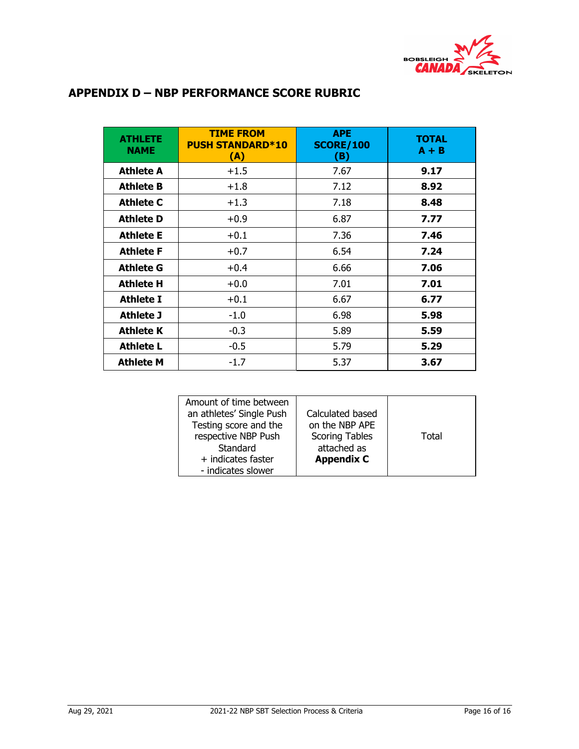## APPENDIX D – NBP PERFORMANCE SCORE RUBRIC

| ATHLETE NAME | TIME FROM PUSH STANDARD*10 (A) | APE SCORE/100 (B) | TOTAL A + B |
|---|---|---|---|
| **Athlete A** | +1.5 | 7.67 | **9.17** |
| **Athlete B** | +1.8 | 7.12 | **8.92** |
| **Athlete C** | +1.3 | 7.18 | **8.48** |
| **Athlete D** | +0.9 | 6.87 | **7.77** |
| **Athlete E** | +0.1 | 7.36 | **7.46** |
| **Athlete F** | +0.7 | 6.54 | **7.24** |
| **Athlete G** | +0.4 | 6.66 | **7.06** |
| **Athlete H** | +0.0 | 7.01 | **7.01** |
| **Athlete I** | +0.1 | 6.67 | **6.77** |
| **Athlete J** | -1.0 | 6.98 | **5.98** |
| **Athlete K** | -0.3 | 5.89 | **5.59** |
| **Athlete L** | -0.5 | 5.79 | **5.29** |
| **Athlete M** | -1.7 | 5.37 | **3.67** |

| | | |
|---|---|---|
| Amount of time between an athletes' Single Push Testing score and the respective NBP Push Standard<br>+ indicates faster<br>- indicates slower | Calculated based on the NBP APE Scoring Tables attached as **Appendix C** | Total |